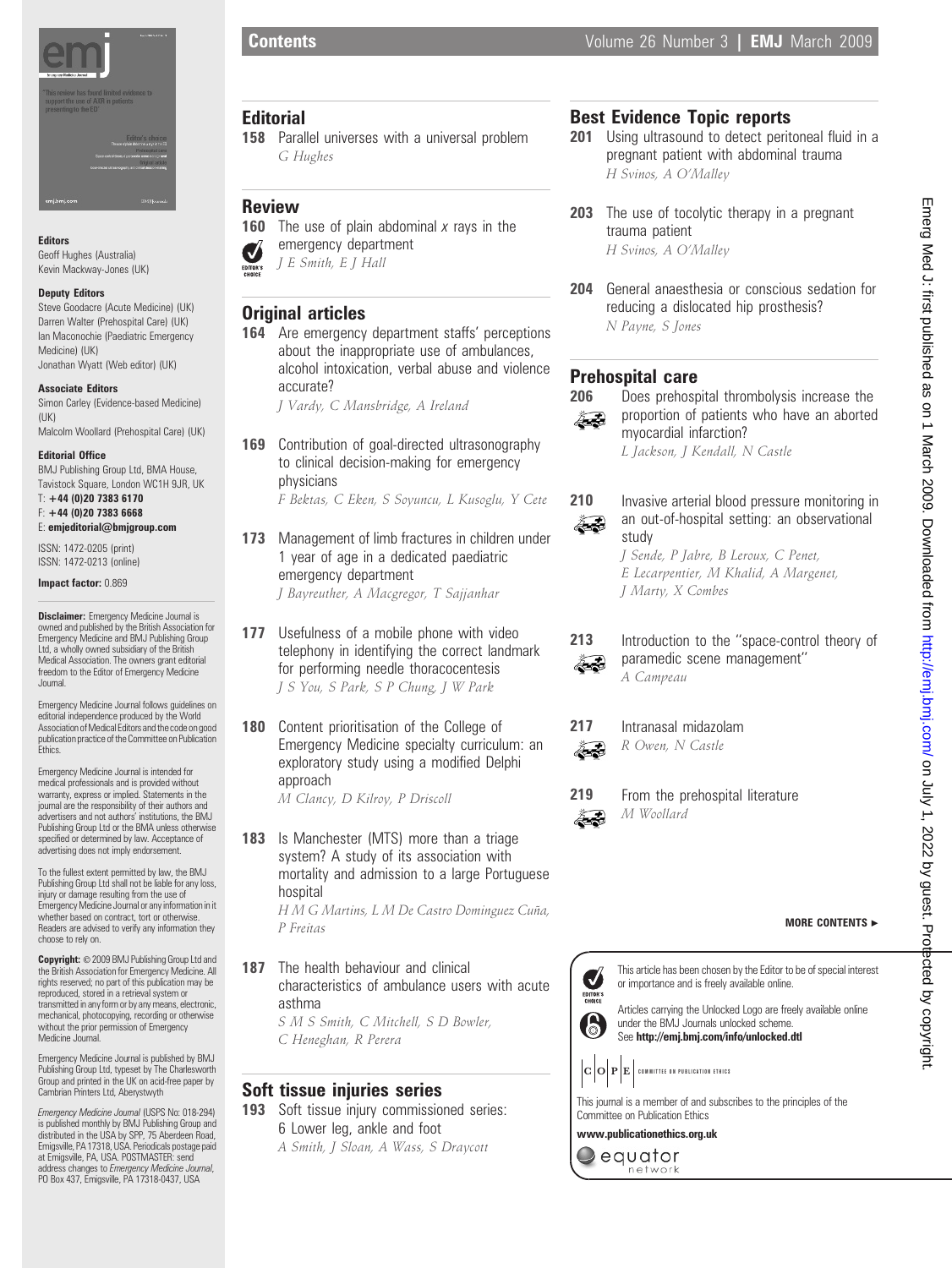# Contents

## Editorial

**158** Parallel universes with a universal problem
*G Hughes*

## Review

**160** The use of plain abdominal *x* rays in the emergency department
*J E Smith, E J Hall*

## Original articles

**164** Are emergency department staffs' perceptions about the inappropriate use of ambulances, alcohol intoxication, verbal abuse and violence accurate?
*J Vardy, C Mansbridge, A Ireland*

**169** Contribution of goal-directed ultrasonography to clinical decision-making for emergency physicians
*F Bektas, C Eken, S Soyuncu, L Kusoglu, Y Cete*

**173** Management of limb fractures in children under 1 year of age in a dedicated paediatric emergency department
*J Bayreuther, A Macgregor, T Sajjanhar*

**177** Usefulness of a mobile phone with video telephony in identifying the correct landmark for performing needle thoracocentesis
*J S You, S Park, S P Chung, J W Park*

**180** Content prioritisation of the College of Emergency Medicine specialty curriculum: an exploratory study using a modified Delphi approach
*M Clancy, D Kilroy, P Driscoll*

**183** Is Manchester (MTS) more than a triage system? A study of its association with mortality and admission to a large Portuguese hospital
*H M G Martins, L M De Castro Dominguez Cuña, P Freitas*

**187** The health behaviour and clinical characteristics of ambulance users with acute asthma
*S M S Smith, C Mitchell, S D Bowler, C Heneghan, R Perera*

## Soft tissue injuries series

**193** Soft tissue injury commissioned series: 6 Lower leg, ankle and foot
*A Smith, J Sloan, A Wass, S Draycott*

## Best Evidence Topic reports

**201** Using ultrasound to detect peritoneal fluid in a pregnant patient with abdominal trauma
*H Svinos, A O'Malley*

**203** The use of tocolytic therapy in a pregnant trauma patient
*H Svinos, A O'Malley*

**204** General anaesthesia or conscious sedation for reducing a dislocated hip prosthesis?
*N Payne, S Jones*

## Prehospital care

**206** Does prehospital thrombolysis increase the proportion of patients who have an aborted myocardial infarction?
*L Jackson, J Kendall, N Castle*

**210** Invasive arterial blood pressure monitoring in an out-of-hospital setting: an observational study
*J Sende, P Jabre, B Leroux, C Penet, E Lecarpentier, M Khalid, A Margenet, J Marty, X Combes*

**213** Introduction to the "space-control theory of paramedic scene management"
*A Campeau*

**217** Intranasal midazolam
*R Owen, N Castle*

**219** From the prehospital literature
*M Woollard*

**MORE CONTENTS ►**

This article has been chosen by the Editor to be of special interest or importance and is freely available online.

Articles carrying the Unlocked Logo are freely available online under the BMJ Journals unlocked scheme. See **http://emj.bmj.com/info/unlocked.dtl**

COPE COMMITTEE ON PUBLICATION ETHICS

This journal is a member of and subscribes to the principles of the Committee on Publication Ethics

**www.publicationethics.org.uk**

equator network

---

**Editors**
Geoff Hughes (Australia)
Kevin Mackway-Jones (UK)

**Deputy Editors**
Steve Goodacre (Acute Medicine) (UK)
Darren Walter (Prehospital Care) (UK)
Ian Maconochie (Paediatric Emergency Medicine) (UK)
Jonathan Wyatt (Web editor) (UK)

**Associate Editors**
Simon Carley (Evidence-based Medicine) (UK)
Malcolm Woollard (Prehospital Care) (UK)

**Editorial Office**
BMJ Publishing Group Ltd, BMA House, Tavistock Square, London WC1H 9JR, UK
T: **+44 (0)20 7383 6170**
F: **+44 (0)20 7383 6668**
E: **emjeditorial@bmjgroup.com**

ISSN: 1472-0205 (print)
ISSN: 1472-0213 (online)

**Impact factor:** 0.869

**Disclaimer:** Emergency Medicine Journal is owned and published by the British Association for Emergency Medicine and BMJ Publishing Group Ltd, a wholly owned subsidiary of the British Medical Association. The owners grant editorial freedom to the Editor of Emergency Medicine Journal.

Emergency Medicine Journal follows guidelines on editorial independence produced by the World Association of Medical Editors and the code on good publication practice of the Committee on Publication Ethics.

Emergency Medicine Journal is intended for medical professionals and is provided without warranty, express or implied. Statements in the journal are the responsibility of their authors and advertisers and not authors' institutions, the BMJ Publishing Group Ltd or the BMA unless otherwise specified or determined by law. Acceptance of advertising does not imply endorsement.

To the fullest extent permitted by law, the BMJ Publishing Group Ltd shall not be liable for any loss, injury or damage resulting from the use of Emergency Medicine Journal or any information in it whether based on contract, tort or otherwise. Readers are advised to verify any information they choose to rely on.

**Copyright:** © 2009 BMJ Publishing Group Ltd and the British Association for Emergency Medicine. All rights reserved; no part of this publication may be reproduced, stored in a retrieval system or transmitted in any form or by any means, electronic, mechanical, photocopying, recording or otherwise without the prior permission of Emergency Medicine Journal.

Emergency Medicine Journal is published by BMJ Publishing Group Ltd, typeset by The Charlesworth Group and printed in the UK on acid-free paper by Cambrian Printers Ltd, Aberystwyth

*Emergency Medicine Journal* (USPS No: 018-294) is published monthly by BMJ Publishing Group and distributed in the USA by SPP, 75 Aberdeen Road, Emigsville, PA 17318, USA. Periodicals postage paid at Emigsville, PA, USA. POSTMASTER: send address changes to *Emergency Medicine Journal*, PO Box 437, Emigsville, PA 17318-0437, USA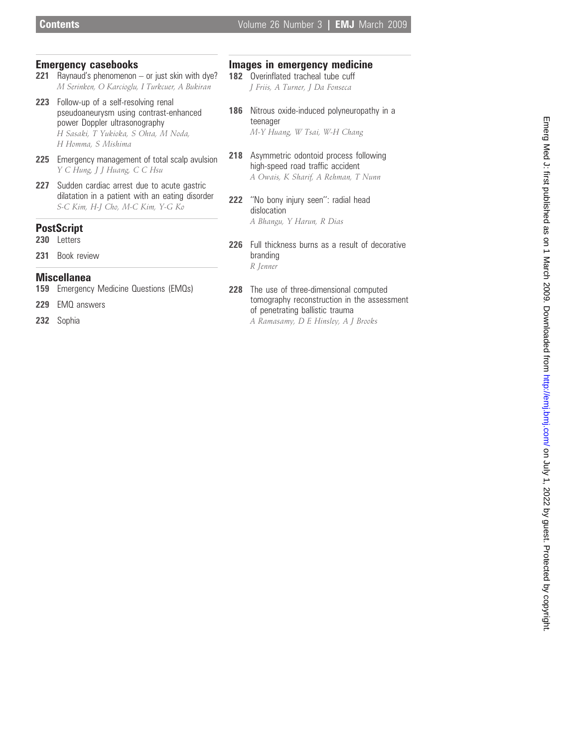## Emergency casebooks

**221** Raynaud's phenomenon – or just skin with dye?
*M Serinken, O Karcioglu, I Turkcuer, A Bukiran*

**223** Follow-up of a self-resolving renal pseudoaneurysm using contrast-enhanced power Doppler ultrasonography
*H Sasaki, T Yukioka, S Ohta, M Noda, H Homma, S Mishima*

**225** Emergency management of total scalp avulsion
*Y C Hung, J J Huang, C C Hsu*

**227** Sudden cardiac arrest due to acute gastric dilatation in a patient with an eating disorder
*S-C Kim, H-J Cho, M-C Kim, Y-G Ko*

## PostScript

**230** Letters

**231** Book review

## Miscellanea

**159** Emergency Medicine Questions (EMQs)

**229** EMQ answers

**232** Sophia

## Images in emergency medicine

**182** Overinflated tracheal tube cuff
*J Friis, A Turner, J Da Fonseca*

**186** Nitrous oxide-induced polyneuropathy in a teenager
*M-Y Huang, W Tsai, W-H Chang*

**218** Asymmetric odontoid process following high-speed road traffic accident
*A Owais, K Sharif, A Rehman, T Nunn*

**222** ''No bony injury seen'': radial head dislocation
*A Bhangu, Y Harun, R Dias*

**226** Full thickness burns as a result of decorative branding
*R Jenner*

**228** The use of three-dimensional computed tomography reconstruction in the assessment of penetrating ballistic trauma
*A Ramasamy, D E Hinsley, A J Brooks*